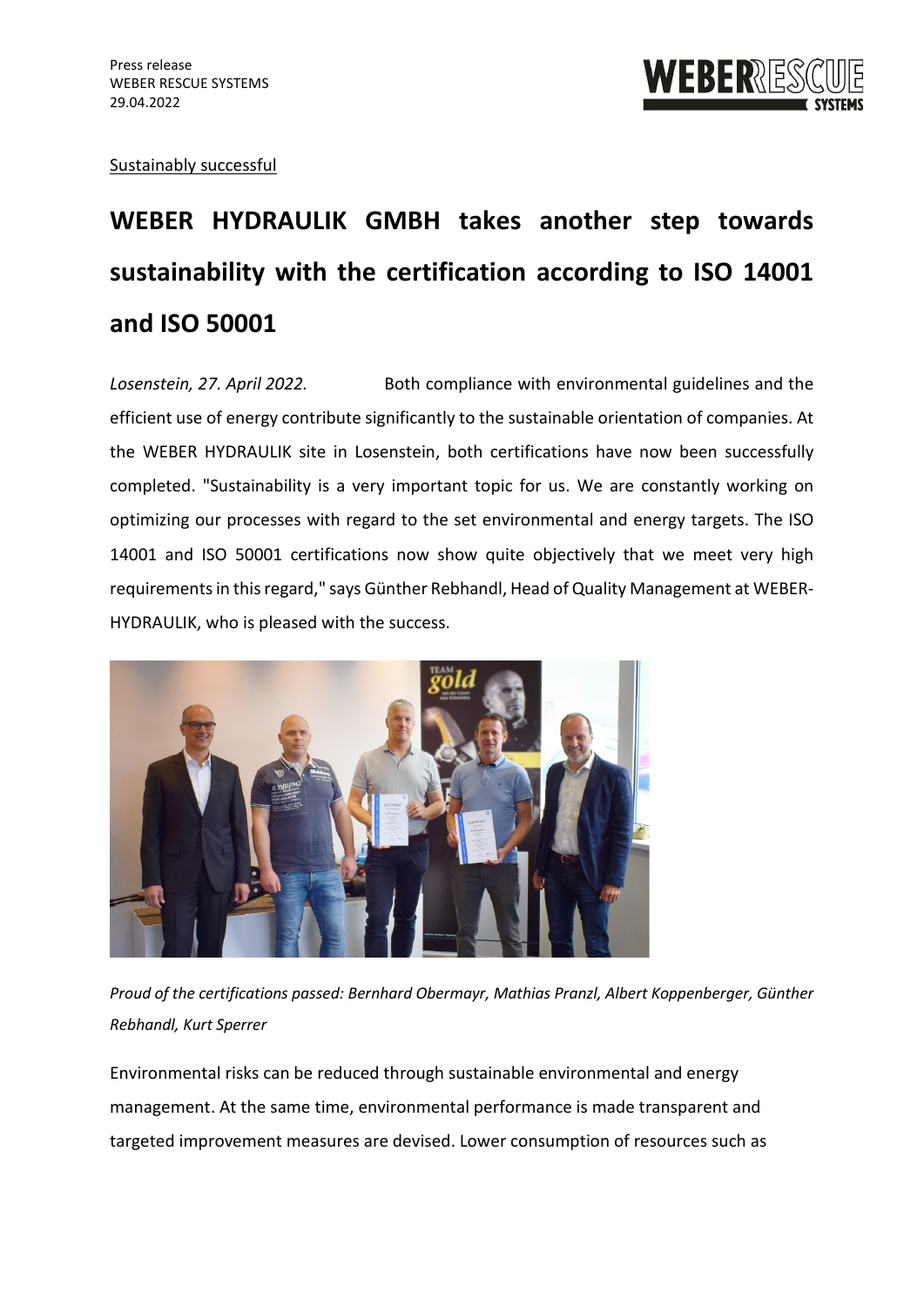Press release
WEBER RESCUE SYSTEMS
29.04.2022

Sustainably successful

# WEBER HYDRAULIK GMBH takes another step towards sustainability with the certification according to ISO 14001 and ISO 50001

*Losenstein, 27. April 2022.* Both compliance with environmental guidelines and the efficient use of energy contribute significantly to the sustainable orientation of companies. At the WEBER HYDRAULIK site in Losenstein, both certifications have now been successfully completed. "Sustainability is a very important topic for us. We are constantly working on optimizing our processes with regard to the set environmental and energy targets. The ISO 14001 and ISO 50001 certifications now show quite objectively that we meet very high requirements in this regard," says Günther Rebhandl, Head of Quality Management at WEBER-HYDRAULIK, who is pleased with the success.

*Proud of the certifications passed: Bernhard Obermayr, Mathias Pranzl, Albert Koppenberger, Günther Rebhandl, Kurt Sperrer*

Environmental risks can be reduced through sustainable environmental and energy management. At the same time, environmental performance is made transparent and targeted improvement measures are devised. Lower consumption of resources such as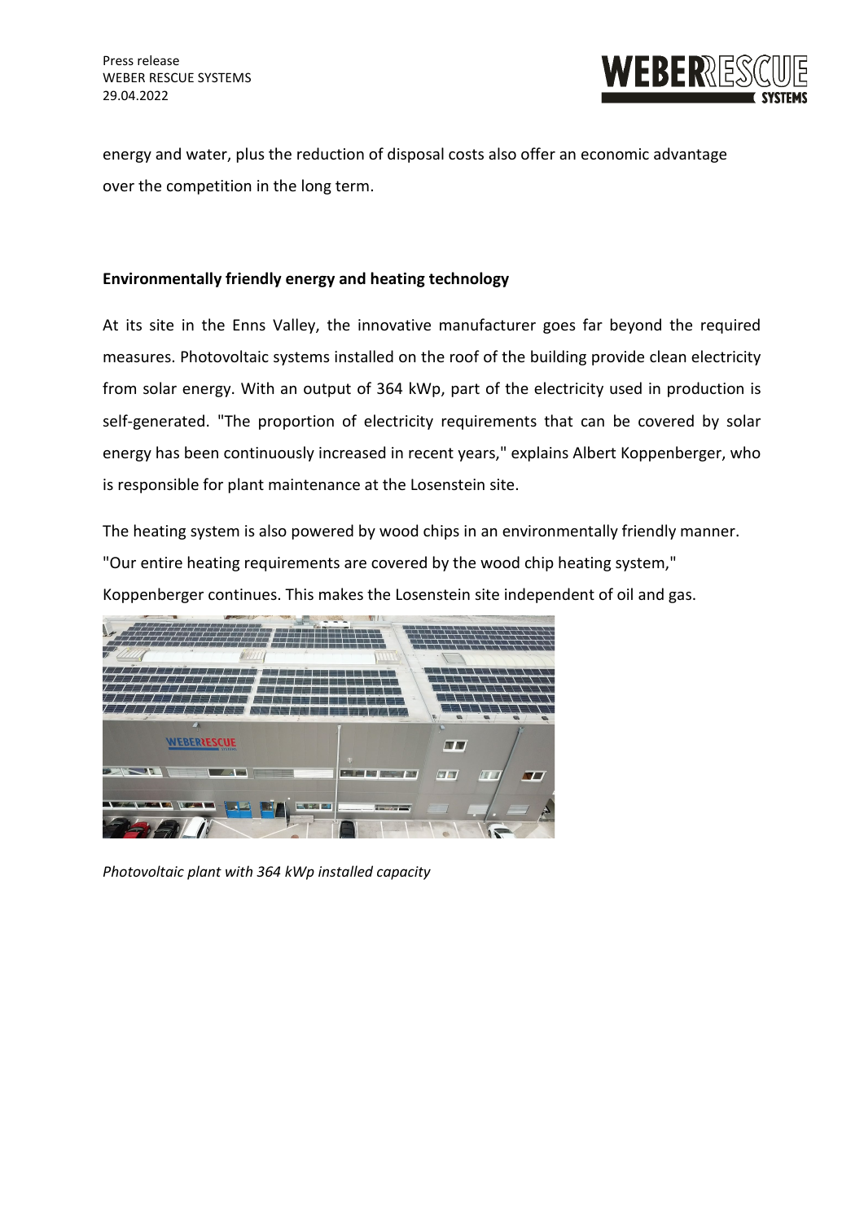energy and water, plus the reduction of disposal costs also offer an economic advantage over the competition in the long term.

## Environmentally friendly energy and heating technology

At its site in the Enns Valley, the innovative manufacturer goes far beyond the required measures. Photovoltaic systems installed on the roof of the building provide clean electricity from solar energy. With an output of 364 kWp, part of the electricity used in production is self-generated. "The proportion of electricity requirements that can be covered by solar energy has been continuously increased in recent years," explains Albert Koppenberger, who is responsible for plant maintenance at the Losenstein site.

The heating system is also powered by wood chips in an environmentally friendly manner. "Our entire heating requirements are covered by the wood chip heating system," Koppenberger continues. This makes the Losenstein site independent of oil and gas.

*Photovoltaic plant with 364 kWp installed capacity*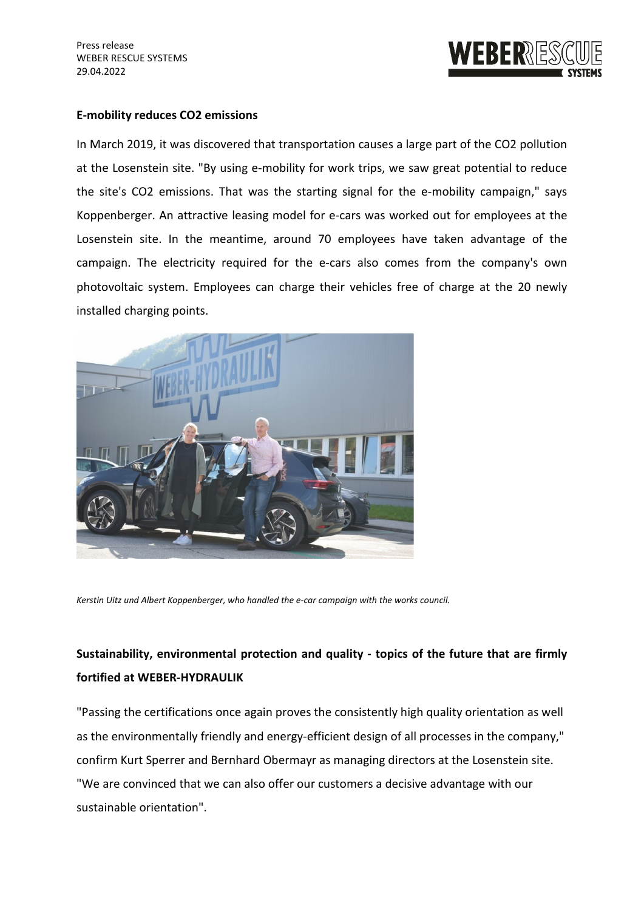**E-mobility reduces CO2 emissions**

In March 2019, it was discovered that transportation causes a large part of the CO2 pollution at the Losenstein site. "By using e-mobility for work trips, we saw great potential to reduce the site's CO2 emissions. That was the starting signal for the e-mobility campaign," says Koppenberger. An attractive leasing model for e-cars was worked out for employees at the Losenstein site. In the meantime, around 70 employees have taken advantage of the campaign. The electricity required for the e-cars also comes from the company's own photovoltaic system. Employees can charge their vehicles free of charge at the 20 newly installed charging points.

*Kerstin Uitz und Albert Koppenberger, who handled the e-car campaign with the works council.*

## Sustainability, environmental protection and quality - topics of the future that are firmly fortified at WEBER-HYDRAULIK

"Passing the certifications once again proves the consistently high quality orientation as well as the environmentally friendly and energy-efficient design of all processes in the company," confirm Kurt Sperrer and Bernhard Obermayr as managing directors at the Losenstein site. "We are convinced that we can also offer our customers a decisive advantage with our sustainable orientation".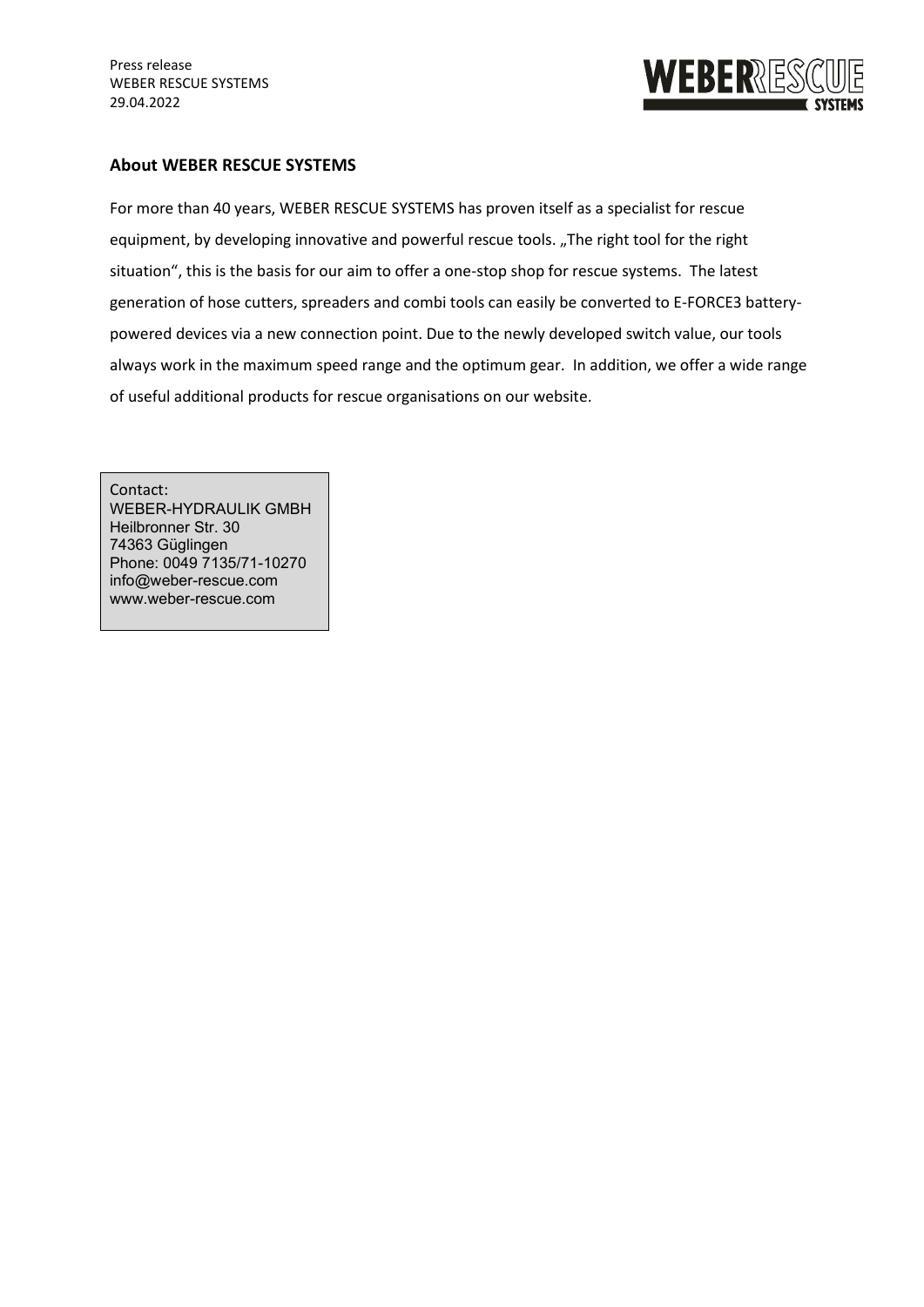## About WEBER RESCUE SYSTEMS

For more than 40 years, WEBER RESCUE SYSTEMS has proven itself as a specialist for rescue equipment, by developing innovative and powerful rescue tools. „The right tool for the right situation", this is the basis for our aim to offer a one-stop shop for rescue systems. The latest generation of hose cutters, spreaders and combi tools can easily be converted to E-FORCE3 battery-powered devices via a new connection point. Due to the newly developed switch value, our tools always work in the maximum speed range and the optimum gear. In addition, we offer a wide range of useful additional products for rescue organisations on our website.

Contact:
WEBER-HYDRAULIK GMBH
Heilbronner Str. 30
74363 Güglingen
Phone: 0049 7135/71-10270
info@weber-rescue.com
www.weber-rescue.com